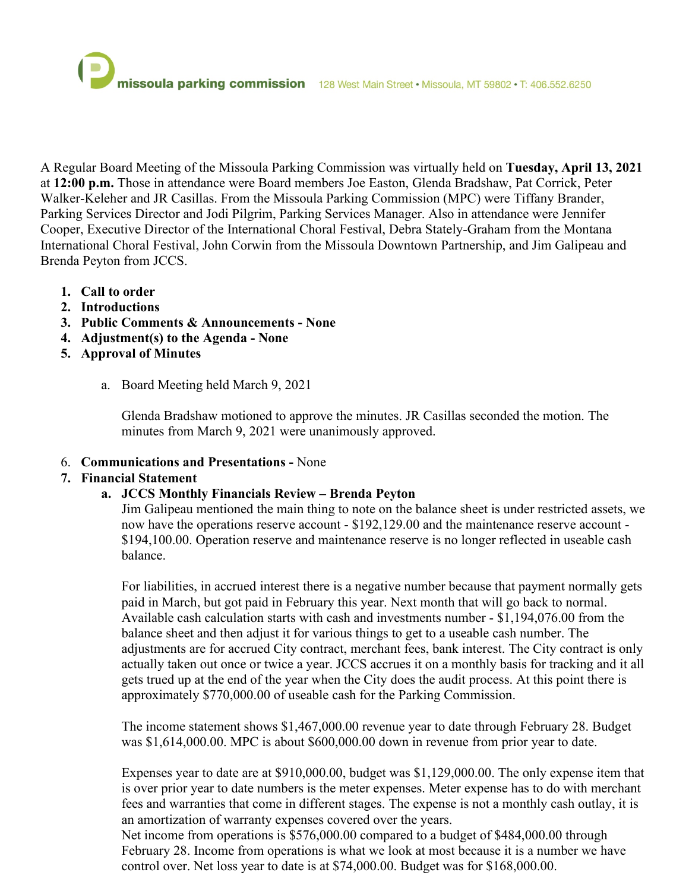missoula parking commission 128 West Main Street • Missoula, MT 59802 • T: 406.552.6250

A Regular Board Meeting of the Missoula Parking Commission was virtually held on **Tuesday, April 13, 2021** at **12:00 p.m.** Those in attendance were Board members Joe Easton, Glenda Bradshaw, Pat Corrick, Peter Walker-Keleher and JR Casillas. From the Missoula Parking Commission (MPC) were Tiffany Brander, Parking Services Director and Jodi Pilgrim, Parking Services Manager. Also in attendance were Jennifer Cooper, Executive Director of the International Choral Festival, Debra Stately-Graham from the Montana International Choral Festival, John Corwin from the Missoula Downtown Partnership, and Jim Galipeau and Brenda Peyton from JCCS.

1. **Call to order**
2. **Introductions**
3. **Public Comments & Announcements - None**
4. **Adjustment(s) to the Agenda - None**
5. **Approval of Minutes**

   a. Board Meeting held March 9, 2021

      Glenda Bradshaw motioned to approve the minutes. JR Casillas seconded the motion. The minutes from March 9, 2021 were unanimously approved.

6. **Communications and Presentations -** None
7. **Financial Statement**

   a. **JCCS Monthly Financials Review – Brenda Peyton**

      Jim Galipeau mentioned the main thing to note on the balance sheet is under restricted assets, we now have the operations reserve account - $192,129.00 and the maintenance reserve account - $194,100.00. Operation reserve and maintenance reserve is no longer reflected in useable cash balance.

      For liabilities, in accrued interest there is a negative number because that payment normally gets paid in March, but got paid in February this year. Next month that will go back to normal. Available cash calculation starts with cash and investments number - $1,194,076.00 from the balance sheet and then adjust it for various things to get to a useable cash number. The adjustments are for accrued City contract, merchant fees, bank interest. The City contract is only actually taken out once or twice a year. JCCS accrues it on a monthly basis for tracking and it all gets trued up at the end of the year when the City does the audit process. At this point there is approximately $770,000.00 of useable cash for the Parking Commission.

      The income statement shows $1,467,000.00 revenue year to date through February 28. Budget was $1,614,000.00. MPC is about $600,000.00 down in revenue from prior year to date.

      Expenses year to date are at $910,000.00, budget was $1,129,000.00. The only expense item that is over prior year to date numbers is the meter expenses. Meter expense has to do with merchant fees and warranties that come in different stages. The expense is not a monthly cash outlay, it is an amortization of warranty expenses covered over the years.
      Net income from operations is $576,000.00 compared to a budget of $484,000.00 through February 28. Income from operations is what we look at most because it is a number we have control over. Net loss year to date is at $74,000.00. Budget was for $168,000.00.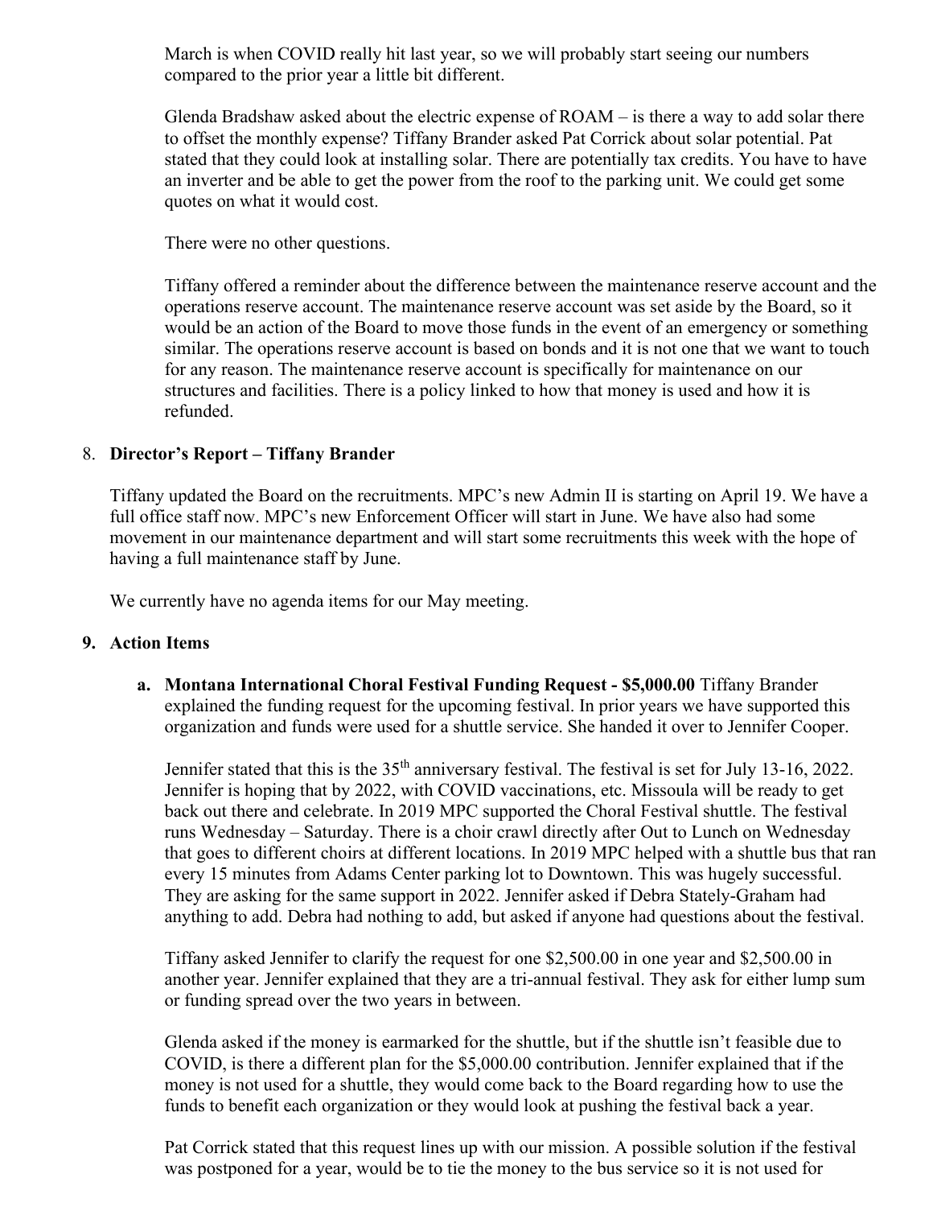March is when COVID really hit last year, so we will probably start seeing our numbers compared to the prior year a little bit different.

Glenda Bradshaw asked about the electric expense of ROAM – is there a way to add solar there to offset the monthly expense? Tiffany Brander asked Pat Corrick about solar potential. Pat stated that they could look at installing solar. There are potentially tax credits. You have to have an inverter and be able to get the power from the roof to the parking unit. We could get some quotes on what it would cost.

There were no other questions.

Tiffany offered a reminder about the difference between the maintenance reserve account and the operations reserve account. The maintenance reserve account was set aside by the Board, so it would be an action of the Board to move those funds in the event of an emergency or something similar. The operations reserve account is based on bonds and it is not one that we want to touch for any reason. The maintenance reserve account is specifically for maintenance on our structures and facilities. There is a policy linked to how that money is used and how it is refunded.

8. **Director's Report – Tiffany Brander**

Tiffany updated the Board on the recruitments. MPC's new Admin II is starting on April 19. We have a full office staff now. MPC's new Enforcement Officer will start in June. We have also had some movement in our maintenance department and will start some recruitments this week with the hope of having a full maintenance staff by June.

We currently have no agenda items for our May meeting.

**9. Action Items**

**a. Montana International Choral Festival Funding Request - $5,000.00** Tiffany Brander explained the funding request for the upcoming festival. In prior years we have supported this organization and funds were used for a shuttle service. She handed it over to Jennifer Cooper.

Jennifer stated that this is the 35th anniversary festival. The festival is set for July 13-16, 2022. Jennifer is hoping that by 2022, with COVID vaccinations, etc. Missoula will be ready to get back out there and celebrate. In 2019 MPC supported the Choral Festival shuttle. The festival runs Wednesday – Saturday. There is a choir crawl directly after Out to Lunch on Wednesday that goes to different choirs at different locations. In 2019 MPC helped with a shuttle bus that ran every 15 minutes from Adams Center parking lot to Downtown. This was hugely successful. They are asking for the same support in 2022. Jennifer asked if Debra Stately-Graham had anything to add. Debra had nothing to add, but asked if anyone had questions about the festival.

Tiffany asked Jennifer to clarify the request for one $2,500.00 in one year and $2,500.00 in another year. Jennifer explained that they are a tri-annual festival. They ask for either lump sum or funding spread over the two years in between.

Glenda asked if the money is earmarked for the shuttle, but if the shuttle isn't feasible due to COVID, is there a different plan for the $5,000.00 contribution. Jennifer explained that if the money is not used for a shuttle, they would come back to the Board regarding how to use the funds to benefit each organization or they would look at pushing the festival back a year.

Pat Corrick stated that this request lines up with our mission. A possible solution if the festival was postponed for a year, would be to tie the money to the bus service so it is not used for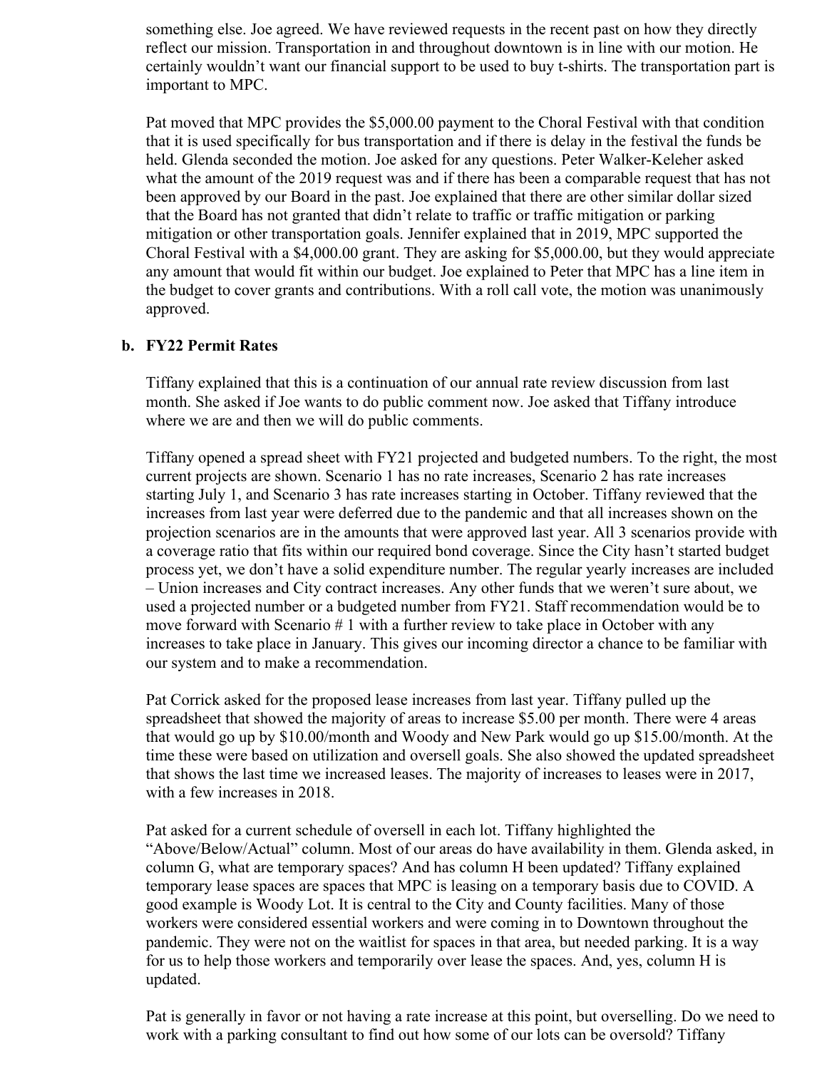something else. Joe agreed. We have reviewed requests in the recent past on how they directly reflect our mission. Transportation in and throughout downtown is in line with our motion. He certainly wouldn't want our financial support to be used to buy t-shirts. The transportation part is important to MPC.

Pat moved that MPC provides the $5,000.00 payment to the Choral Festival with that condition that it is used specifically for bus transportation and if there is delay in the festival the funds be held. Glenda seconded the motion. Joe asked for any questions. Peter Walker-Keleher asked what the amount of the 2019 request was and if there has been a comparable request that has not been approved by our Board in the past. Joe explained that there are other similar dollar sized that the Board has not granted that didn't relate to traffic or traffic mitigation or parking mitigation or other transportation goals. Jennifer explained that in 2019, MPC supported the Choral Festival with a $4,000.00 grant. They are asking for $5,000.00, but they would appreciate any amount that would fit within our budget. Joe explained to Peter that MPC has a line item in the budget to cover grants and contributions. With a roll call vote, the motion was unanimously approved.

**b. FY22 Permit Rates**

Tiffany explained that this is a continuation of our annual rate review discussion from last month. She asked if Joe wants to do public comment now. Joe asked that Tiffany introduce where we are and then we will do public comments.

Tiffany opened a spread sheet with FY21 projected and budgeted numbers. To the right, the most current projects are shown. Scenario 1 has no rate increases, Scenario 2 has rate increases starting July 1, and Scenario 3 has rate increases starting in October. Tiffany reviewed that the increases from last year were deferred due to the pandemic and that all increases shown on the projection scenarios are in the amounts that were approved last year. All 3 scenarios provide with a coverage ratio that fits within our required bond coverage. Since the City hasn't started budget process yet, we don't have a solid expenditure number. The regular yearly increases are included – Union increases and City contract increases. Any other funds that we weren't sure about, we used a projected number or a budgeted number from FY21. Staff recommendation would be to move forward with Scenario # 1 with a further review to take place in October with any increases to take place in January. This gives our incoming director a chance to be familiar with our system and to make a recommendation.

Pat Corrick asked for the proposed lease increases from last year. Tiffany pulled up the spreadsheet that showed the majority of areas to increase $5.00 per month. There were 4 areas that would go up by $10.00/month and Woody and New Park would go up $15.00/month. At the time these were based on utilization and oversell goals. She also showed the updated spreadsheet that shows the last time we increased leases. The majority of increases to leases were in 2017, with a few increases in 2018.

Pat asked for a current schedule of oversell in each lot. Tiffany highlighted the "Above/Below/Actual" column. Most of our areas do have availability in them. Glenda asked, in column G, what are temporary spaces? And has column H been updated? Tiffany explained temporary lease spaces are spaces that MPC is leasing on a temporary basis due to COVID. A good example is Woody Lot. It is central to the City and County facilities. Many of those workers were considered essential workers and were coming in to Downtown throughout the pandemic. They were not on the waitlist for spaces in that area, but needed parking. It is a way for us to help those workers and temporarily over lease the spaces. And, yes, column H is updated.

Pat is generally in favor or not having a rate increase at this point, but overselling. Do we need to work with a parking consultant to find out how some of our lots can be oversold? Tiffany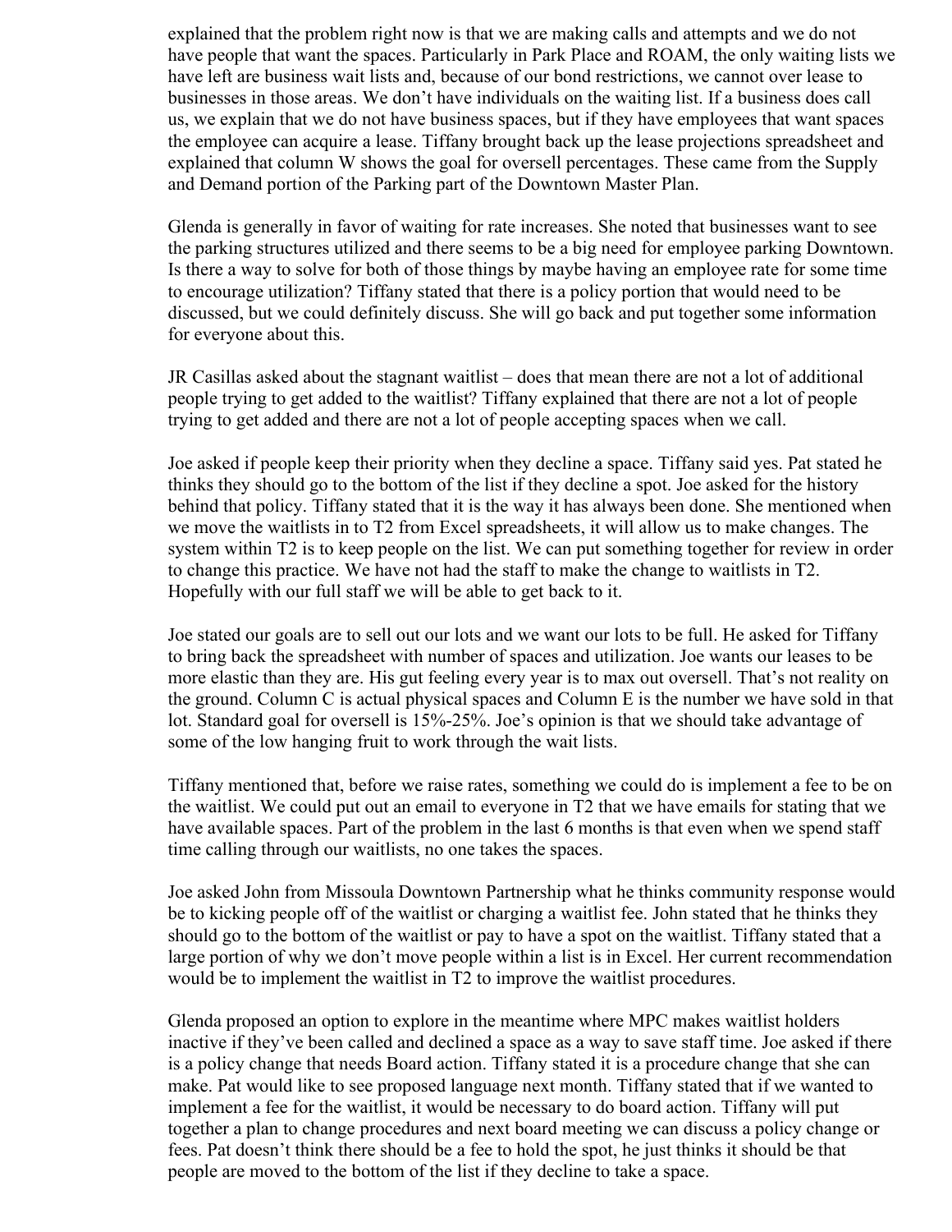explained that the problem right now is that we are making calls and attempts and we do not have people that want the spaces. Particularly in Park Place and ROAM, the only waiting lists we have left are business wait lists and, because of our bond restrictions, we cannot over lease to businesses in those areas. We don't have individuals on the waiting list. If a business does call us, we explain that we do not have business spaces, but if they have employees that want spaces the employee can acquire a lease. Tiffany brought back up the lease projections spreadsheet and explained that column W shows the goal for oversell percentages. These came from the Supply and Demand portion of the Parking part of the Downtown Master Plan.

Glenda is generally in favor of waiting for rate increases. She noted that businesses want to see the parking structures utilized and there seems to be a big need for employee parking Downtown. Is there a way to solve for both of those things by maybe having an employee rate for some time to encourage utilization? Tiffany stated that there is a policy portion that would need to be discussed, but we could definitely discuss. She will go back and put together some information for everyone about this.

JR Casillas asked about the stagnant waitlist – does that mean there are not a lot of additional people trying to get added to the waitlist? Tiffany explained that there are not a lot of people trying to get added and there are not a lot of people accepting spaces when we call.

Joe asked if people keep their priority when they decline a space. Tiffany said yes. Pat stated he thinks they should go to the bottom of the list if they decline a spot. Joe asked for the history behind that policy. Tiffany stated that it is the way it has always been done. She mentioned when we move the waitlists in to T2 from Excel spreadsheets, it will allow us to make changes. The system within T2 is to keep people on the list. We can put something together for review in order to change this practice. We have not had the staff to make the change to waitlists in T2. Hopefully with our full staff we will be able to get back to it.

Joe stated our goals are to sell out our lots and we want our lots to be full. He asked for Tiffany to bring back the spreadsheet with number of spaces and utilization. Joe wants our leases to be more elastic than they are. His gut feeling every year is to max out oversell. That's not reality on the ground. Column C is actual physical spaces and Column E is the number we have sold in that lot. Standard goal for oversell is 15%-25%. Joe's opinion is that we should take advantage of some of the low hanging fruit to work through the wait lists.

Tiffany mentioned that, before we raise rates, something we could do is implement a fee to be on the waitlist. We could put out an email to everyone in T2 that we have emails for stating that we have available spaces. Part of the problem in the last 6 months is that even when we spend staff time calling through our waitlists, no one takes the spaces.

Joe asked John from Missoula Downtown Partnership what he thinks community response would be to kicking people off of the waitlist or charging a waitlist fee. John stated that he thinks they should go to the bottom of the waitlist or pay to have a spot on the waitlist. Tiffany stated that a large portion of why we don't move people within a list is in Excel. Her current recommendation would be to implement the waitlist in T2 to improve the waitlist procedures.

Glenda proposed an option to explore in the meantime where MPC makes waitlist holders inactive if they've been called and declined a space as a way to save staff time. Joe asked if there is a policy change that needs Board action. Tiffany stated it is a procedure change that she can make. Pat would like to see proposed language next month. Tiffany stated that if we wanted to implement a fee for the waitlist, it would be necessary to do board action. Tiffany will put together a plan to change procedures and next board meeting we can discuss a policy change or fees. Pat doesn't think there should be a fee to hold the spot, he just thinks it should be that people are moved to the bottom of the list if they decline to take a space.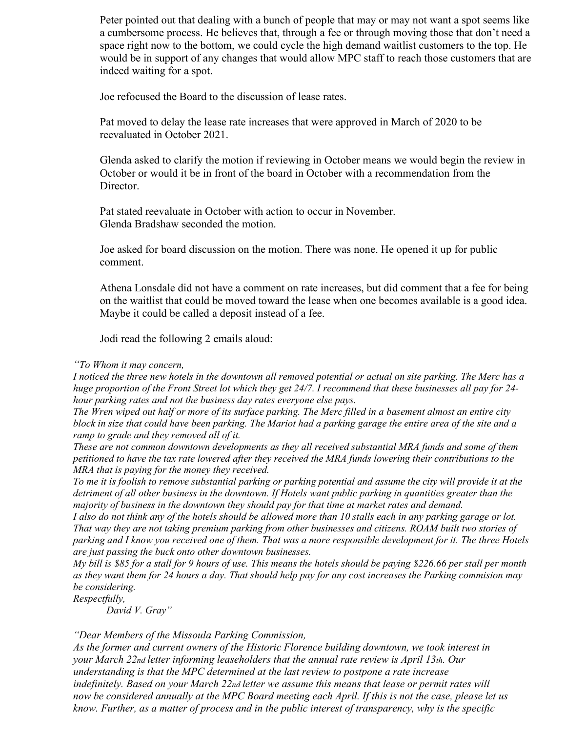Peter pointed out that dealing with a bunch of people that may or may not want a spot seems like a cumbersome process. He believes that, through a fee or through moving those that don't need a space right now to the bottom, we could cycle the high demand waitlist customers to the top. He would be in support of any changes that would allow MPC staff to reach those customers that are indeed waiting for a spot.

Joe refocused the Board to the discussion of lease rates.

Pat moved to delay the lease rate increases that were approved in March of 2020 to be reevaluated in October 2021.

Glenda asked to clarify the motion if reviewing in October means we would begin the review in October or would it be in front of the board in October with a recommendation from the Director.

Pat stated reevaluate in October with action to occur in November.
Glenda Bradshaw seconded the motion.

Joe asked for board discussion on the motion. There was none. He opened it up for public comment.

Athena Lonsdale did not have a comment on rate increases, but did comment that a fee for being on the waitlist that could be moved toward the lease when one becomes available is a good idea. Maybe it could be called a deposit instead of a fee.

Jodi read the following 2 emails aloud:

*"To Whom it may concern,*
*I noticed the three new hotels in the downtown all removed potential or actual on site parking. The Merc has a huge proportion of the Front Street lot which they get 24/7. I recommend that these businesses all pay for 24-hour parking rates and not the business day rates everyone else pays.*
*The Wren wiped out half or more of its surface parking. The Merc filled in a basement almost an entire city block in size that could have been parking. The Mariot had a parking garage the entire area of the site and a ramp to grade and they removed all of it.*
*These are not common downtown developments as they all received substantial MRA funds and some of them petitioned to have the tax rate lowered after they received the MRA funds lowering their contributions to the MRA that is paying for the money they received.*
*To me it is foolish to remove substantial parking or parking potential and assume the city will provide it at the detriment of all other business in the downtown. If Hotels want public parking in quantities greater than the majority of business in the downtown they should pay for that time at market rates and demand.*
*I also do not think any of the hotels should be allowed more than 10 stalls each in any parking garage or lot. That way they are not taking premium parking from other businesses and citizens. ROAM built two stories of parking and I know you received one of them. That was a more responsible development for it. The three Hotels are just passing the buck onto other downtown businesses.*
*My bill is $85 for a stall for 9 hours of use. This means the hotels should be paying $226.66 per stall per month as they want them for 24 hours a day. That should help pay for any cost increases the Parking commision may be considering.*
*Respectfully,*
*David V. Gray"*

*"Dear Members of the Missoula Parking Commission,*
*As the former and current owners of the Historic Florence building downtown, we took interest in your March 22nd letter informing leaseholders that the annual rate review is April 13th. Our understanding is that the MPC determined at the last review to postpone a rate increase indefinitely. Based on your March 22nd letter we assume this means that lease or permit rates will now be considered annually at the MPC Board meeting each April. If this is not the case, please let us know. Further, as a matter of process and in the public interest of transparency, why is the specific*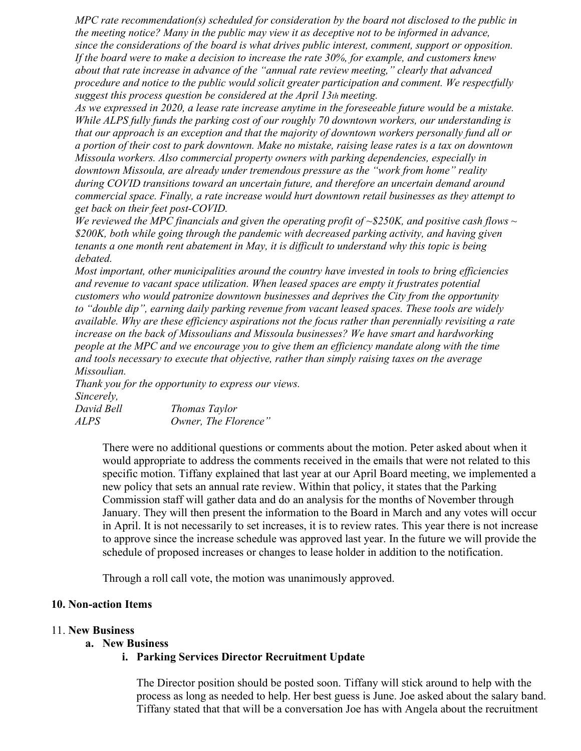*MPC rate recommendation(s) scheduled for consideration by the board not disclosed to the public in the meeting notice? Many in the public may view it as deceptive not to be informed in advance, since the considerations of the board is what drives public interest, comment, support or opposition. If the board were to make a decision to increase the rate 30%, for example, and customers knew about that rate increase in advance of the "annual rate review meeting," clearly that advanced procedure and notice to the public would solicit greater participation and comment. We respectfully suggest this process question be considered at the April 13th meeting.*

*As we expressed in 2020, a lease rate increase anytime in the foreseeable future would be a mistake. While ALPS fully funds the parking cost of our roughly 70 downtown workers, our understanding is that our approach is an exception and that the majority of downtown workers personally fund all or a portion of their cost to park downtown. Make no mistake, raising lease rates is a tax on downtown Missoula workers. Also commercial property owners with parking dependencies, especially in downtown Missoula, are already under tremendous pressure as the "work from home" reality during COVID transitions toward an uncertain future, and therefore an uncertain demand around commercial space. Finally, a rate increase would hurt downtown retail businesses as they attempt to get back on their feet post-COVID.*

*We reviewed the MPC financials and given the operating profit of ~$250K, and positive cash flows ~ $200K, both while going through the pandemic with decreased parking activity, and having given tenants a one month rent abatement in May, it is difficult to understand why this topic is being debated.*

*Most important, other municipalities around the country have invested in tools to bring efficiencies and revenue to vacant space utilization. When leased spaces are empty it frustrates potential customers who would patronize downtown businesses and deprives the City from the opportunity to "double dip", earning daily parking revenue from vacant leased spaces. These tools are widely available. Why are these efficiency aspirations not the focus rather than perennially revisiting a rate increase on the back of Missoulians and Missoula businesses? We have smart and hardworking people at the MPC and we encourage you to give them an efficiency mandate along with the time and tools necessary to execute that objective, rather than simply raising taxes on the average Missoulian.*

*Thank you for the opportunity to express our views.*

*Sincerely,*

*David Bell* — *ALPS*

*Thomas Taylor* — *Owner, The Florence"*

There were no additional questions or comments about the motion. Peter asked about when it would appropriate to address the comments received in the emails that were not related to this specific motion. Tiffany explained that last year at our April Board meeting, we implemented a new policy that sets an annual rate review. Within that policy, it states that the Parking Commission staff will gather data and do an analysis for the months of November through January. They will then present the information to the Board in March and any votes will occur in April. It is not necessarily to set increases, it is to review rates. This year there is not increase to approve since the increase schedule was approved last year. In the future we will provide the schedule of proposed increases or changes to lease holder in addition to the notification.

Through a roll call vote, the motion was unanimously approved.

**10. Non-action Items**

11. **New Business**

**a. New Business**

**i. Parking Services Director Recruitment Update**

The Director position should be posted soon. Tiffany will stick around to help with the process as long as needed to help. Her best guess is June. Joe asked about the salary band. Tiffany stated that that will be a conversation Joe has with Angela about the recruitment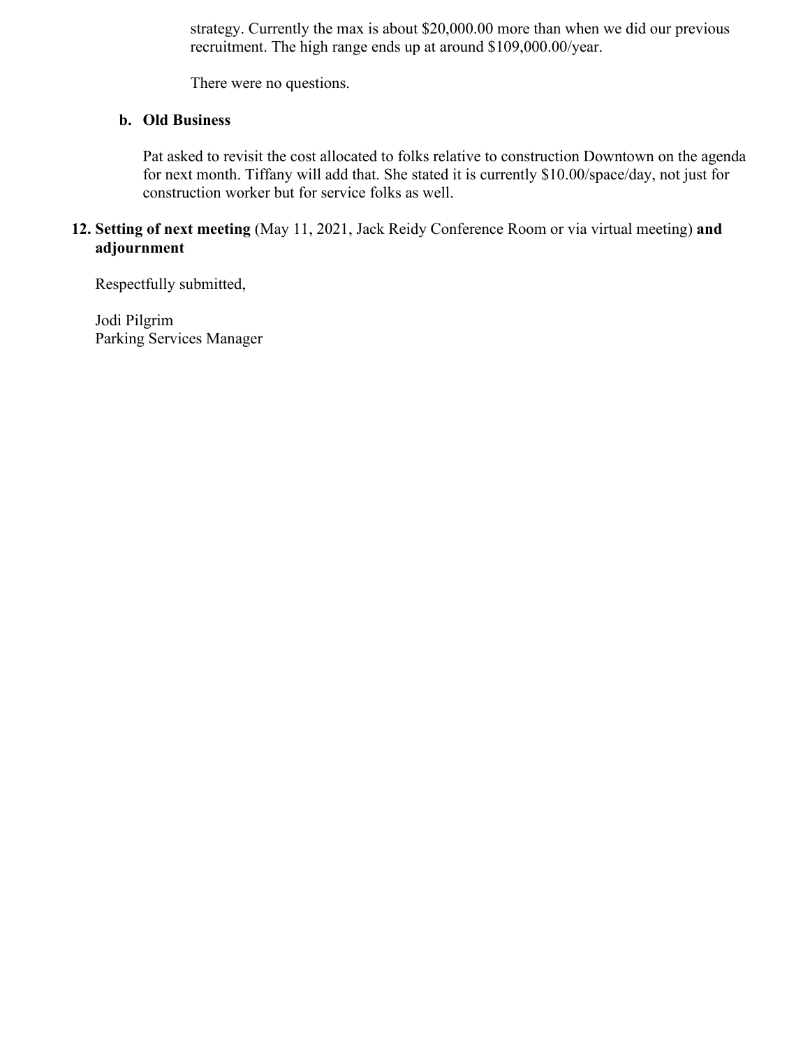strategy. Currently the max is about $20,000.00 more than when we did our previous recruitment. The high range ends up at around $109,000.00/year.

There were no questions.

**b. Old Business**

Pat asked to revisit the cost allocated to folks relative to construction Downtown on the agenda for next month. Tiffany will add that. She stated it is currently $10.00/space/day, not just for construction worker but for service folks as well.

**12. Setting of next meeting** (May 11, 2021, Jack Reidy Conference Room or via virtual meeting) **and adjournment**

Respectfully submitted,

Jodi Pilgrim
Parking Services Manager